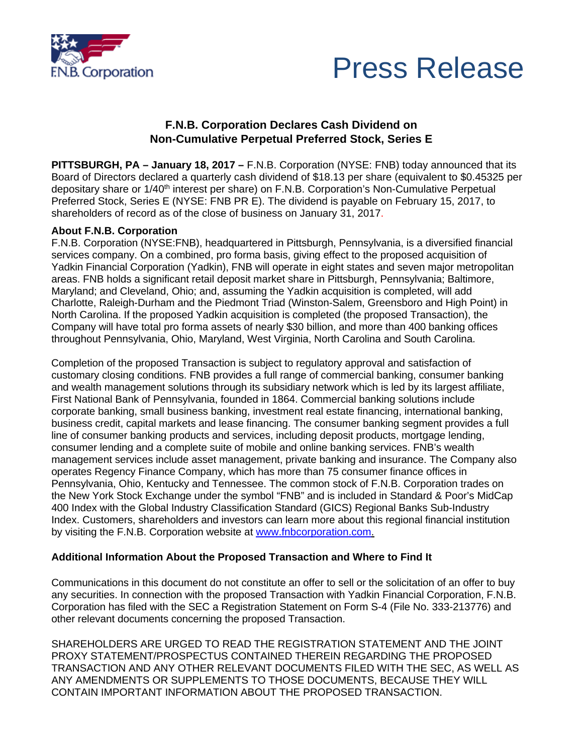# Press Release

## F.N.B. Corporation Declares Cash Dividend on Non-Cumulative Perpetual Preferred Stock, Series E

**PITTSBURGH, PA – January 18, 2017 –** F.N.B. Corporation (NYSE: FNB) today announced that its Board of Directors declared a quarterly cash dividend of $18.13 per share (equivalent to $0.45325 per depositary share or 1/40th interest per share) on F.N.B. Corporation's Non-Cumulative Perpetual Preferred Stock, Series E (NYSE: FNB PR E). The dividend is payable on February 15, 2017, to shareholders of record as of the close of business on January 31, 2017.

### About F.N.B. Corporation

F.N.B. Corporation (NYSE:FNB), headquartered in Pittsburgh, Pennsylvania, is a diversified financial services company. On a combined, pro forma basis, giving effect to the proposed acquisition of Yadkin Financial Corporation (Yadkin), FNB will operate in eight states and seven major metropolitan areas. FNB holds a significant retail deposit market share in Pittsburgh, Pennsylvania; Baltimore, Maryland; and Cleveland, Ohio; and, assuming the Yadkin acquisition is completed, will add Charlotte, Raleigh-Durham and the Piedmont Triad (Winston-Salem, Greensboro and High Point) in North Carolina. If the proposed Yadkin acquisition is completed (the proposed Transaction), the Company will have total pro forma assets of nearly $30 billion, and more than 400 banking offices throughout Pennsylvania, Ohio, Maryland, West Virginia, North Carolina and South Carolina.

Completion of the proposed Transaction is subject to regulatory approval and satisfaction of customary closing conditions. FNB provides a full range of commercial banking, consumer banking and wealth management solutions through its subsidiary network which is led by its largest affiliate, First National Bank of Pennsylvania, founded in 1864. Commercial banking solutions include corporate banking, small business banking, investment real estate financing, international banking, business credit, capital markets and lease financing. The consumer banking segment provides a full line of consumer banking products and services, including deposit products, mortgage lending, consumer lending and a complete suite of mobile and online banking services. FNB's wealth management services include asset management, private banking and insurance. The Company also operates Regency Finance Company, which has more than 75 consumer finance offices in Pennsylvania, Ohio, Kentucky and Tennessee. The common stock of F.N.B. Corporation trades on the New York Stock Exchange under the symbol "FNB" and is included in Standard & Poor's MidCap 400 Index with the Global Industry Classification Standard (GICS) Regional Banks Sub-Industry Index. Customers, shareholders and investors can learn more about this regional financial institution by visiting the F.N.B. Corporation website at www.fnbcorporation.com.

### Additional Information About the Proposed Transaction and Where to Find It

Communications in this document do not constitute an offer to sell or the solicitation of an offer to buy any securities. In connection with the proposed Transaction with Yadkin Financial Corporation, F.N.B. Corporation has filed with the SEC a Registration Statement on Form S-4 (File No. 333-213776) and other relevant documents concerning the proposed Transaction.

SHAREHOLDERS ARE URGED TO READ THE REGISTRATION STATEMENT AND THE JOINT PROXY STATEMENT/PROSPECTUS CONTAINED THEREIN REGARDING THE PROPOSED TRANSACTION AND ANY OTHER RELEVANT DOCUMENTS FILED WITH THE SEC, AS WELL AS ANY AMENDMENTS OR SUPPLEMENTS TO THOSE DOCUMENTS, BECAUSE THEY WILL CONTAIN IMPORTANT INFORMATION ABOUT THE PROPOSED TRANSACTION.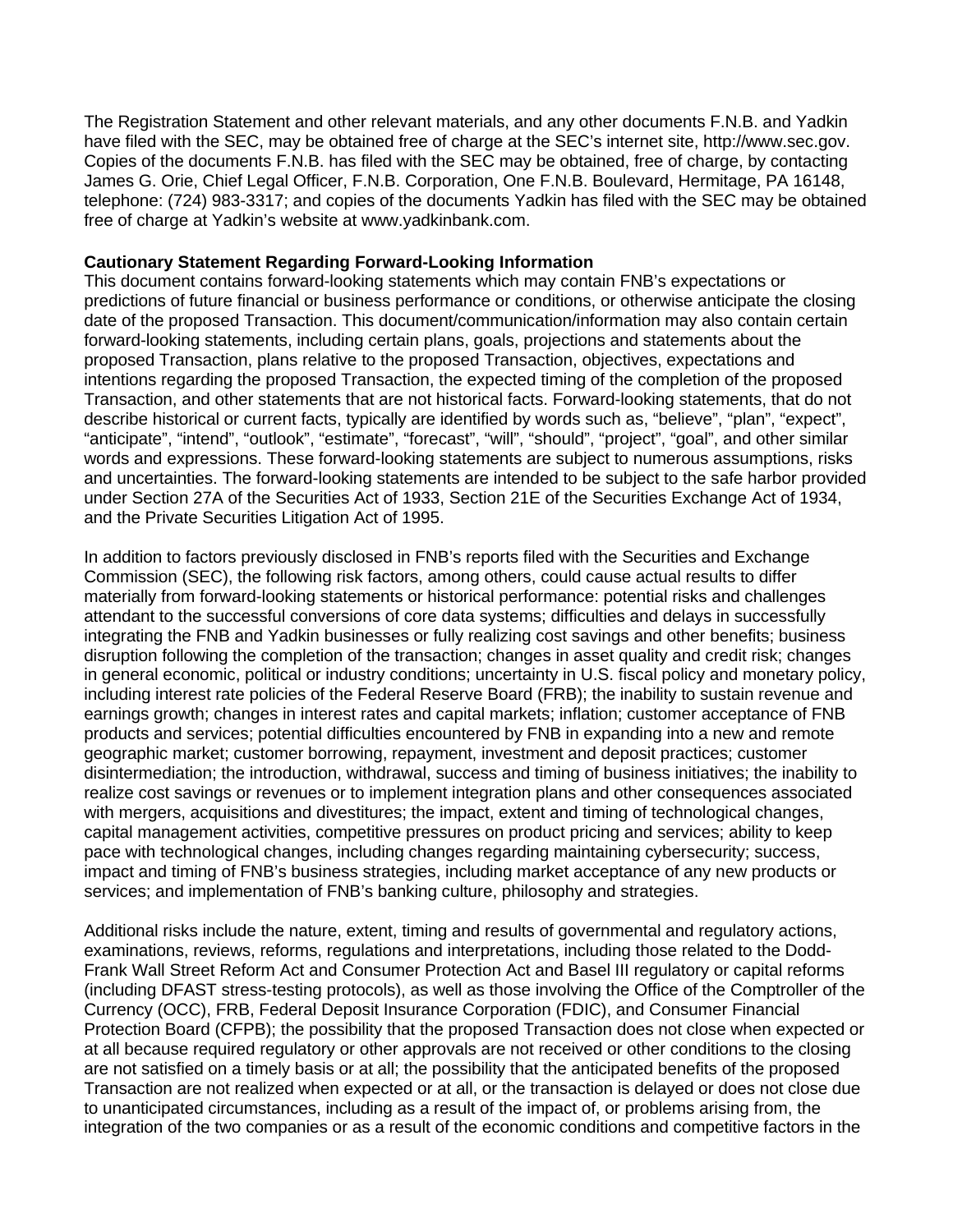The Registration Statement and other relevant materials, and any other documents F.N.B. and Yadkin have filed with the SEC, may be obtained free of charge at the SEC's internet site, http://www.sec.gov. Copies of the documents F.N.B. has filed with the SEC may be obtained, free of charge, by contacting James G. Orie, Chief Legal Officer, F.N.B. Corporation, One F.N.B. Boulevard, Hermitage, PA 16148, telephone: (724) 983-3317; and copies of the documents Yadkin has filed with the SEC may be obtained free of charge at Yadkin's website at www.yadkinbank.com.

**Cautionary Statement Regarding Forward-Looking Information**

This document contains forward-looking statements which may contain FNB's expectations or predictions of future financial or business performance or conditions, or otherwise anticipate the closing date of the proposed Transaction. This document/communication/information may also contain certain forward-looking statements, including certain plans, goals, projections and statements about the proposed Transaction, plans relative to the proposed Transaction, objectives, expectations and intentions regarding the proposed Transaction, the expected timing of the completion of the proposed Transaction, and other statements that are not historical facts. Forward-looking statements, that do not describe historical or current facts, typically are identified by words such as, "believe", "plan", "expect", "anticipate", "intend", "outlook", "estimate", "forecast", "will", "should", "project", "goal", and other similar words and expressions. These forward-looking statements are subject to numerous assumptions, risks and uncertainties. The forward-looking statements are intended to be subject to the safe harbor provided under Section 27A of the Securities Act of 1933, Section 21E of the Securities Exchange Act of 1934, and the Private Securities Litigation Act of 1995.

In addition to factors previously disclosed in FNB's reports filed with the Securities and Exchange Commission (SEC), the following risk factors, among others, could cause actual results to differ materially from forward-looking statements or historical performance: potential risks and challenges attendant to the successful conversions of core data systems; difficulties and delays in successfully integrating the FNB and Yadkin businesses or fully realizing cost savings and other benefits; business disruption following the completion of the transaction; changes in asset quality and credit risk; changes in general economic, political or industry conditions; uncertainty in U.S. fiscal policy and monetary policy, including interest rate policies of the Federal Reserve Board (FRB); the inability to sustain revenue and earnings growth; changes in interest rates and capital markets; inflation; customer acceptance of FNB products and services; potential difficulties encountered by FNB in expanding into a new and remote geographic market; customer borrowing, repayment, investment and deposit practices; customer disintermediation; the introduction, withdrawal, success and timing of business initiatives; the inability to realize cost savings or revenues or to implement integration plans and other consequences associated with mergers, acquisitions and divestitures; the impact, extent and timing of technological changes, capital management activities, competitive pressures on product pricing and services; ability to keep pace with technological changes, including changes regarding maintaining cybersecurity; success, impact and timing of FNB's business strategies, including market acceptance of any new products or services; and implementation of FNB's banking culture, philosophy and strategies.

Additional risks include the nature, extent, timing and results of governmental and regulatory actions, examinations, reviews, reforms, regulations and interpretations, including those related to the Dodd-Frank Wall Street Reform Act and Consumer Protection Act and Basel III regulatory or capital reforms (including DFAST stress-testing protocols), as well as those involving the Office of the Comptroller of the Currency (OCC), FRB, Federal Deposit Insurance Corporation (FDIC), and Consumer Financial Protection Board (CFPB); the possibility that the proposed Transaction does not close when expected or at all because required regulatory or other approvals are not received or other conditions to the closing are not satisfied on a timely basis or at all; the possibility that the anticipated benefits of the proposed Transaction are not realized when expected or at all, or the transaction is delayed or does not close due to unanticipated circumstances, including as a result of the impact of, or problems arising from, the integration of the two companies or as a result of the economic conditions and competitive factors in the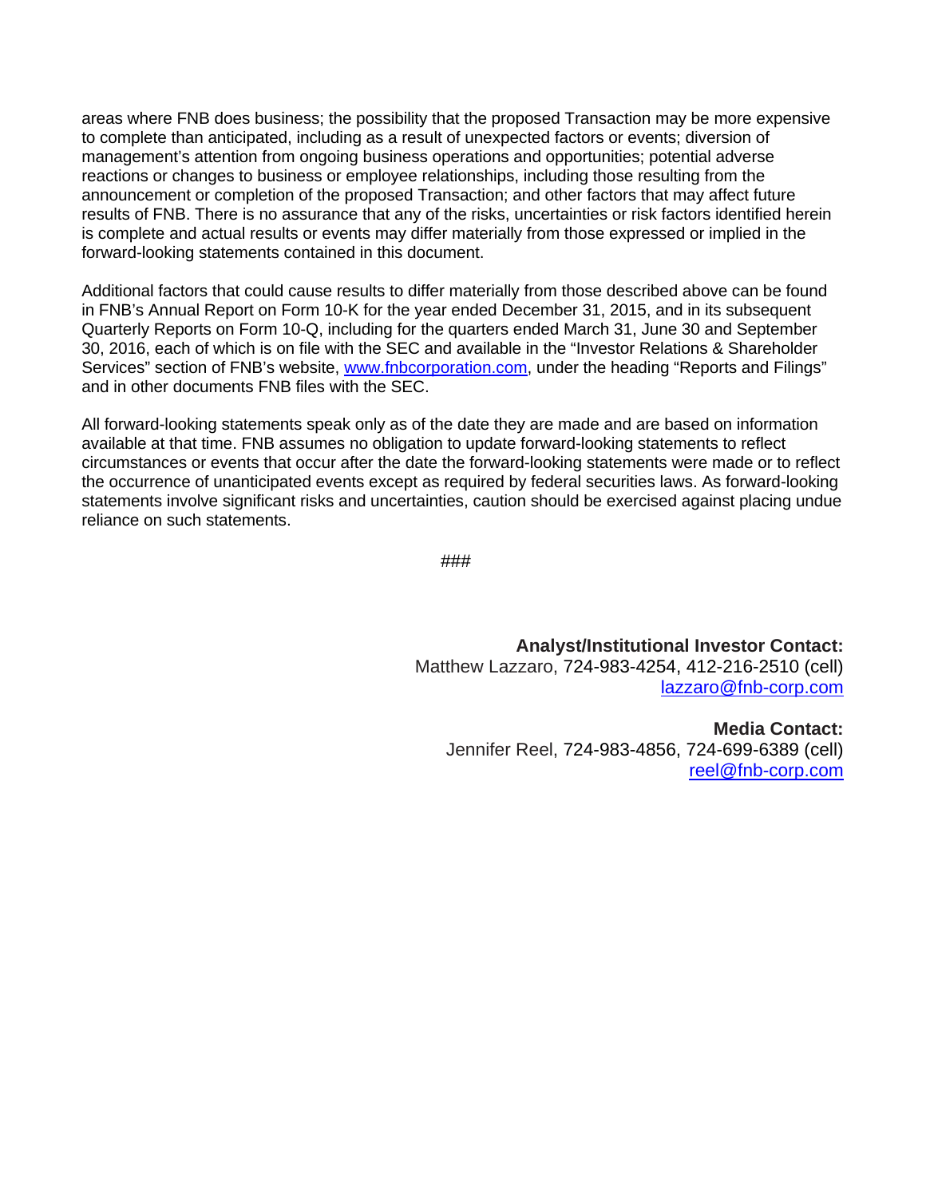areas where FNB does business; the possibility that the proposed Transaction may be more expensive to complete than anticipated, including as a result of unexpected factors or events; diversion of management's attention from ongoing business operations and opportunities; potential adverse reactions or changes to business or employee relationships, including those resulting from the announcement or completion of the proposed Transaction; and other factors that may affect future results of FNB. There is no assurance that any of the risks, uncertainties or risk factors identified herein is complete and actual results or events may differ materially from those expressed or implied in the forward-looking statements contained in this document.

Additional factors that could cause results to differ materially from those described above can be found in FNB's Annual Report on Form 10-K for the year ended December 31, 2015, and in its subsequent Quarterly Reports on Form 10-Q, including for the quarters ended March 31, June 30 and September 30, 2016, each of which is on file with the SEC and available in the "Investor Relations & Shareholder Services" section of FNB's website, www.fnbcorporation.com, under the heading "Reports and Filings" and in other documents FNB files with the SEC.

All forward-looking statements speak only as of the date they are made and are based on information available at that time. FNB assumes no obligation to update forward-looking statements to reflect circumstances or events that occur after the date the forward-looking statements were made or to reflect the occurrence of unanticipated events except as required by federal securities laws. As forward-looking statements involve significant risks and uncertainties, caution should be exercised against placing undue reliance on such statements.

###

**Analyst/Institutional Investor Contact:**
Matthew Lazzaro, 724-983-4254, 412-216-2510 (cell)
lazzaro@fnb-corp.com

**Media Contact:**
Jennifer Reel, 724-983-4856, 724-699-6389 (cell)
reel@fnb-corp.com